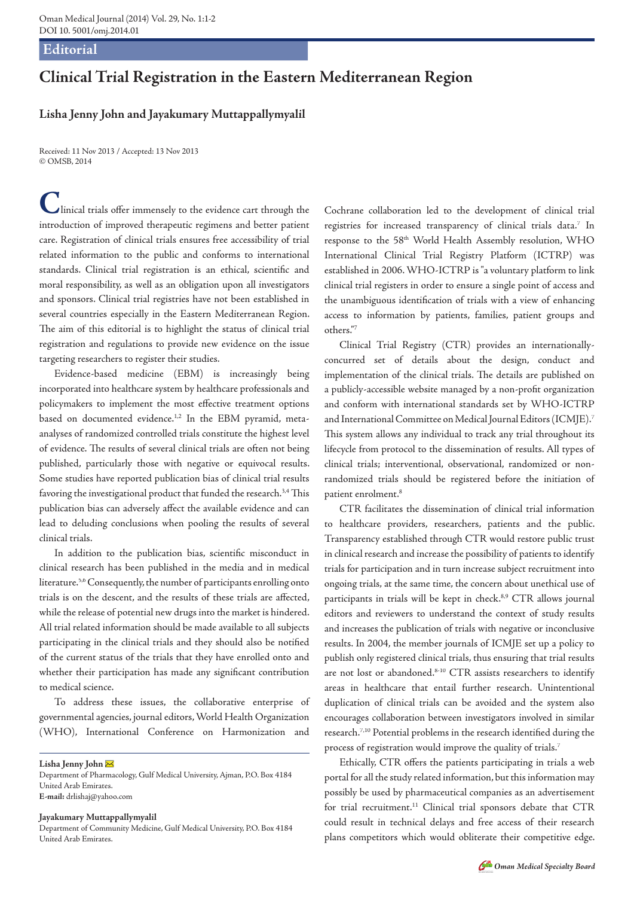Editorial

# Clinical Trial Registration in the Eastern Mediterranean Region

**Lisha Jenny John and Jayakumary Muttappallymyalil**

Received: 11 Nov 2013 / Accepted: 13 Nov 2013
© OMSB, 2014

Clinical trials offer immensely to the evidence cart through the introduction of improved therapeutic regimens and better patient care. Registration of clinical trials ensures free accessibility of trial related information to the public and conforms to international standards. Clinical trial registration is an ethical, scientific and moral responsibility, as well as an obligation upon all investigators and sponsors. Clinical trial registries have not been established in several countries especially in the Eastern Mediterranean Region. The aim of this editorial is to highlight the status of clinical trial registration and regulations to provide new evidence on the issue targeting researchers to register their studies.

Evidence-based medicine (EBM) is increasingly being incorporated into healthcare system by healthcare professionals and policymakers to implement the most effective treatment options based on documented evidence.[1,2] In the EBM pyramid, meta-analyses of randomized controlled trials constitute the highest level of evidence. The results of several clinical trials are often not being published, particularly those with negative or equivocal results. Some studies have reported publication bias of clinical trial results favoring the investigational product that funded the research.[3,4] This publication bias can adversely affect the available evidence and can lead to deluding conclusions when pooling the results of several clinical trials.

In addition to the publication bias, scientific misconduct in clinical research has been published in the media and in medical literature.[5,6] Consequently, the number of participants enrolling onto trials is on the descent, and the results of these trials are affected, while the release of potential new drugs into the market is hindered. All trial related information should be made available to all subjects participating in the clinical trials and they should also be notified of the current status of the trials that they have enrolled onto and whether their participation has made any significant contribution to medical science.

To address these issues, the collaborative enterprise of governmental agencies, journal editors, World Health Organization (WHO), International Conference on Harmonization and Cochrane collaboration led to the development of clinical trial registries for increased transparency of clinical trials data.[7] In response to the 58th World Health Assembly resolution, WHO International Clinical Trial Registry Platform (ICTRP) was established in 2006. WHO-ICTRP is "a voluntary platform to link clinical trial registers in order to ensure a single point of access and the unambiguous identification of trials with a view of enhancing access to information by patients, families, patient groups and others."[7]

Clinical Trial Registry (CTR) provides an internationally-concurred set of details about the design, conduct and implementation of the clinical trials. The details are published on a publicly-accessible website managed by a non-profit organization and conform with international standards set by WHO-ICTRP and International Committee on Medical Journal Editors (ICMJE).[7] This system allows any individual to track any trial throughout its lifecycle from protocol to the dissemination of results. All types of clinical trials; interventional, observational, randomized or non-randomized trials should be registered before the initiation of patient enrolment.[8]

CTR facilitates the dissemination of clinical trial information to healthcare providers, researchers, patients and the public. Transparency established through CTR would restore public trust in clinical research and increase the possibility of patients to identify trials for participation and in turn increase subject recruitment into ongoing trials, at the same time, the concern about unethical use of participants in trials will be kept in check.[8,9] CTR allows journal editors and reviewers to understand the context of study results and increases the publication of trials with negative or inconclusive results. In 2004, the member journals of ICMJE set up a policy to publish only registered clinical trials, thus ensuring that trial results are not lost or abandoned.[8-10] CTR assists researchers to identify areas in healthcare that entail further research. Unintentional duplication of clinical trials can be avoided and the system also encourages collaboration between investigators involved in similar research.[7,10] Potential problems in the research identified during the process of registration would improve the quality of trials.[7]

Ethically, CTR offers the patients participating in trials a web portal for all the study related information, but this information may possibly be used by pharmaceutical companies as an advertisement for trial recruitment.[11] Clinical trial sponsors debate that CTR could result in technical delays and free access of their research plans competitors which would obliterate their competitive edge.

**Lisha Jenny John**
Department of Pharmacology, Gulf Medical University, Ajman, P.O. Box 4184 United Arab Emirates.
**E-mail:** drlishaj@yahoo.com

**Jayakumary Muttappallymyalil**
Department of Community Medicine, Gulf Medical University, P.O. Box 4184 United Arab Emirates.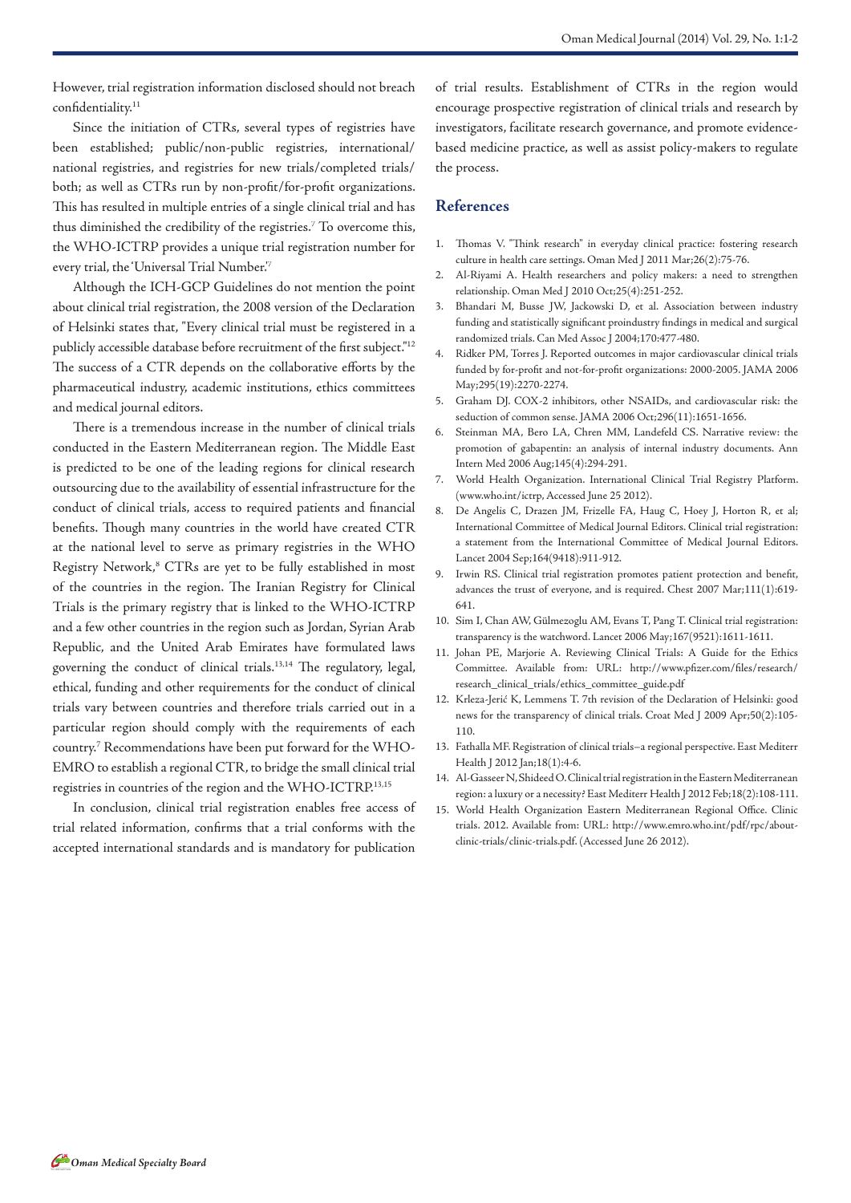However, trial registration information disclosed should not breach confidentiality.[11]

Since the initiation of CTRs, several types of registries have been established; public/non-public registries, international/national registries, and registries for new trials/completed trials/both; as well as CTRs run by non-profit/for-profit organizations. This has resulted in multiple entries of a single clinical trial and has thus diminished the credibility of the registries.[7] To overcome this, the WHO-ICTRP provides a unique trial registration number for every trial, the 'Universal Trial Number.'[7]

Although the ICH-GCP Guidelines do not mention the point about clinical trial registration, the 2008 version of the Declaration of Helsinki states that, "Every clinical trial must be registered in a publicly accessible database before recruitment of the first subject."[12] The success of a CTR depends on the collaborative efforts by the pharmaceutical industry, academic institutions, ethics committees and medical journal editors.

There is a tremendous increase in the number of clinical trials conducted in the Eastern Mediterranean region. The Middle East is predicted to be one of the leading regions for clinical research outsourcing due to the availability of essential infrastructure for the conduct of clinical trials, access to required patients and financial benefits. Though many countries in the world have created CTR at the national level to serve as primary registries in the WHO Registry Network,[8] CTRs are yet to be fully established in most of the countries in the region. The Iranian Registry for Clinical Trials is the primary registry that is linked to the WHO-ICTRP and a few other countries in the region such as Jordan, Syrian Arab Republic, and the United Arab Emirates have formulated laws governing the conduct of clinical trials.[13,14] The regulatory, legal, ethical, funding and other requirements for the conduct of clinical trials vary between countries and therefore trials carried out in a particular region should comply with the requirements of each country.[7] Recommendations have been put forward for the WHO-EMRO to establish a regional CTR, to bridge the small clinical trial registries in countries of the region and the WHO-ICTRP.[13,15]

In conclusion, clinical trial registration enables free access of trial related information, confirms that a trial conforms with the accepted international standards and is mandatory for publication of trial results. Establishment of CTRs in the region would encourage prospective registration of clinical trials and research by investigators, facilitate research governance, and promote evidence-based medicine practice, as well as assist policy-makers to regulate the process.

## References

1. Thomas V. "Think research" in everyday clinical practice: fostering research culture in health care settings. Oman Med J 2011 Mar;26(2):75-76.
2. Al-Riyami A. Health researchers and policy makers: a need to strengthen relationship. Oman Med J 2010 Oct;25(4):251-252.
3. Bhandari M, Busse JW, Jackowski D, et al. Association between industry funding and statistically significant proindustry findings in medical and surgical randomized trials. Can Med Assoc J 2004;170:477-480.
4. Ridker PM, Torres J. Reported outcomes in major cardiovascular clinical trials funded by for-profit and not-for-profit organizations: 2000-2005. JAMA 2006 May;295(19):2270-2274.
5. Graham DJ. COX-2 inhibitors, other NSAIDs, and cardiovascular risk: the seduction of common sense. JAMA 2006 Oct;296(11):1651-1656.
6. Steinman MA, Bero LA, Chren MM, Landefeld CS. Narrative review: the promotion of gabapentin: an analysis of internal industry documents. Ann Intern Med 2006 Aug;145(4):294-291.
7. World Health Organization. International Clinical Trial Registry Platform. (www.who.int/ictrp, Accessed June 25 2012).
8. De Angelis C, Drazen JM, Frizelle FA, Haug C, Hoey J, Horton R, et al; International Committee of Medical Journal Editors. Clinical trial registration: a statement from the International Committee of Medical Journal Editors. Lancet 2004 Sep;164(9418):911-912.
9. Irwin RS. Clinical trial registration promotes patient protection and benefit, advances the trust of everyone, and is required. Chest 2007 Mar;111(1):619-641.
10. Sim I, Chan AW, Gülmezoglu AM, Evans T, Pang T. Clinical trial registration: transparency is the watchword. Lancet 2006 May;167(9521):1611-1611.
11. Johan PE, Marjorie A. Reviewing Clinical Trials: A Guide for the Ethics Committee. Available from: URL: http://www.pfizer.com/files/research/research_clinical_trials/ethics_committee_guide.pdf
12. Krleza-Jerić K, Lemmens T. 7th revision of the Declaration of Helsinki: good news for the transparency of clinical trials. Croat Med J 2009 Apr;50(2):105-110.
13. Fathalla MF. Registration of clinical trials–a regional perspective. East Mediterr Health J 2012 Jan;18(1):4-6.
14. Al-Gasseer N, Shideed O. Clinical trial registration in the Eastern Mediterranean region: a luxury or a necessity? East Mediterr Health J 2012 Feb;18(2):108-111.
15. World Health Organization Eastern Mediterranean Regional Office. Clinic trials. 2012. Available from: URL: http://www.emro.who.int/pdf/rpc/about-clinic-trials/clinic-trials.pdf. (Accessed June 26 2012).